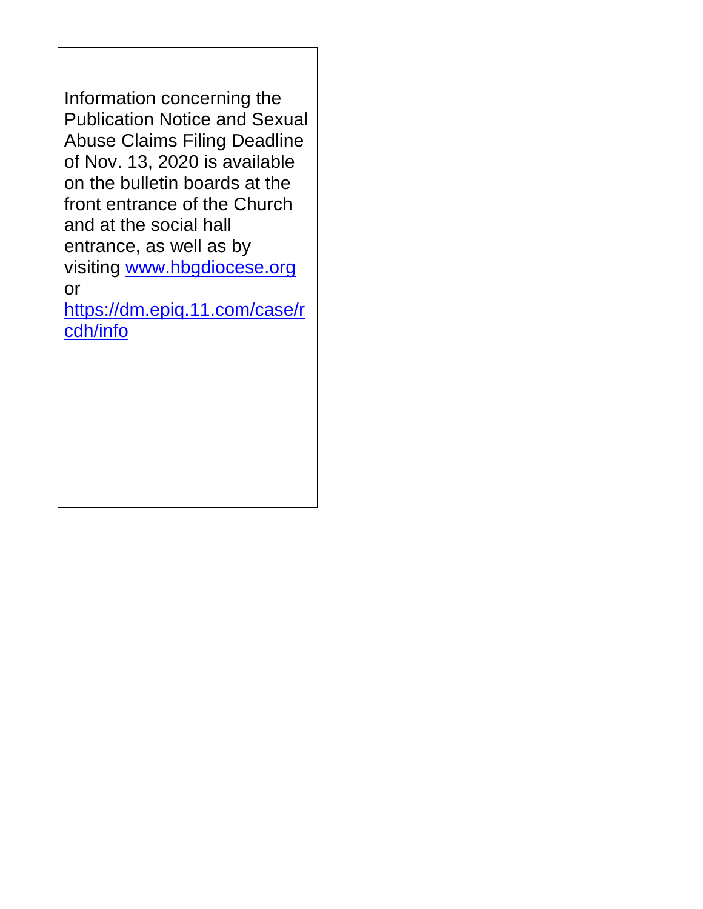Information concerning the Publication Notice and Sexual Abuse Claims Filing Deadline of Nov. 13, 2020 is available on the bulletin boards at the front entrance of the Church and at the social hall entrance, as well as by visiting [www.hbgdiocese.org](www.hbgdiocese.org) or [https://dm.epiq.11.com/case/rcdh/info](https://dm.epiq.11.com/case/rcdh/info)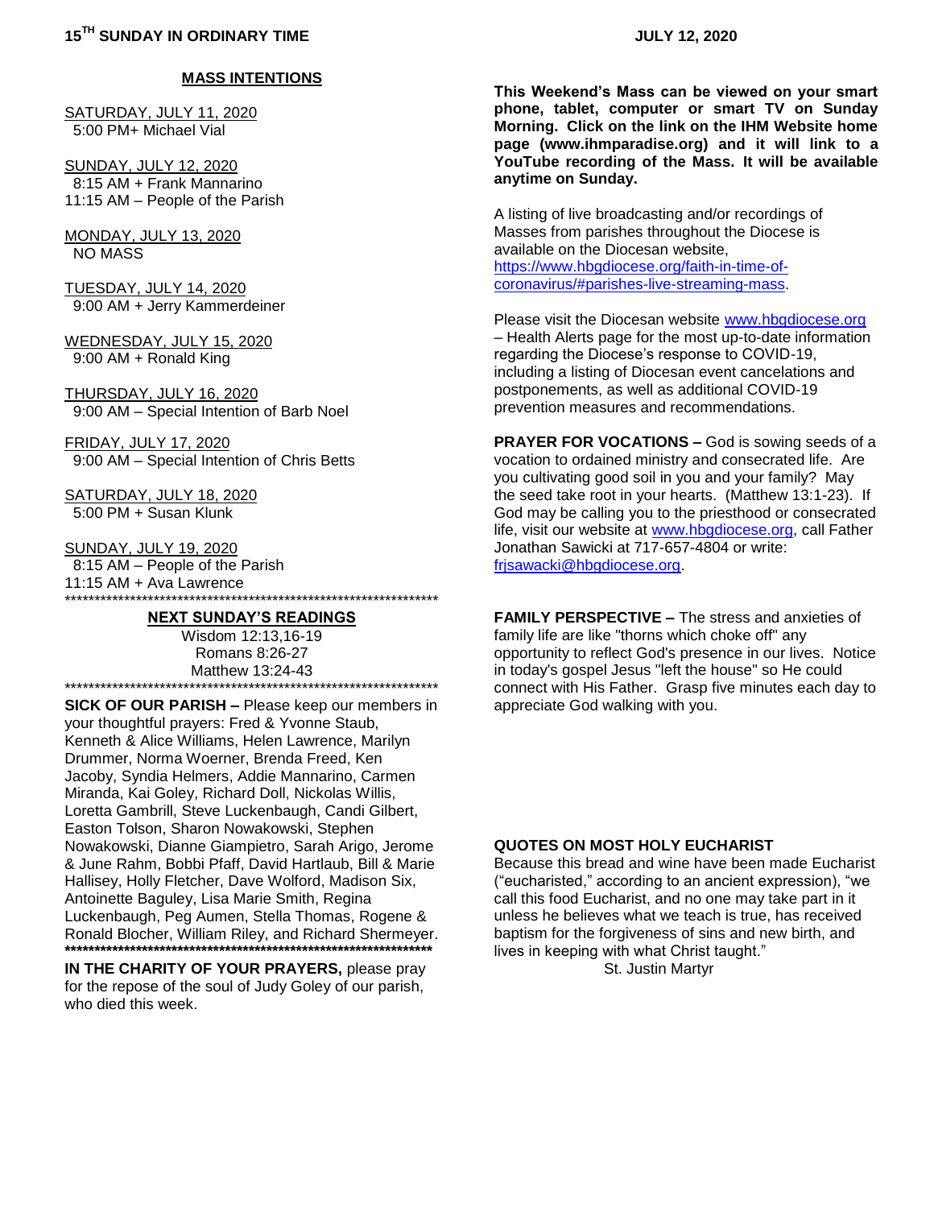## MASS INTENTIONS

SATURDAY, JULY 11, 2020
5:00 PM+ Michael Vial

SUNDAY, JULY 12, 2020
8:15 AM + Frank Mannarino
11:15 AM – People of the Parish

MONDAY, JULY 13, 2020
NO MASS

TUESDAY, JULY 14, 2020
9:00 AM + Jerry Kammerdeiner

WEDNESDAY, JULY 15, 2020
9:00 AM + Ronald King

THURSDAY, JULY 16, 2020
9:00 AM – Special Intention of Barb Noel

FRIDAY, JULY 17, 2020
9:00 AM – Special Intention of Chris Betts

SATURDAY, JULY 18, 2020
5:00 PM + Susan Klunk

SUNDAY, JULY 19, 2020
8:15 AM – People of the Parish
11:15 AM + Ava Lawrence

*****************************************************************

## NEXT SUNDAY'S READINGS

Wisdom 12:13,16-19
Romans 8:26-27
Matthew 13:24-43

*****************************************************************

**SICK OF OUR PARISH –** Please keep our members in your thoughtful prayers: Fred & Yvonne Staub, Kenneth & Alice Williams, Helen Lawrence, Marilyn Drummer, Norma Woerner, Brenda Freed, Ken Jacoby, Syndia Helmers, Addie Mannarino, Carmen Miranda, Kai Goley, Richard Doll, Nickolas Willis, Loretta Gambrill, Steve Luckenbaugh, Candi Gilbert, Easton Tolson, Sharon Nowakowski, Stephen Nowakowski, Dianne Giampietro, Sarah Arigo, Jerome & June Rahm, Bobbi Pfaff, David Hartlaub, Bill & Marie Hallisey, Holly Fletcher, Dave Wolford, Madison Six, Antoinette Baguley, Lisa Marie Smith, Regina Luckenbaugh, Peg Aumen, Stella Thomas, Rogene & Ronald Blocher, William Riley, and Richard Shermeyer.

*****************************************************************

**IN THE CHARITY OF YOUR PRAYERS,** please pray for the repose of the soul of Judy Goley of our parish, who died this week.

**This Weekend's Mass can be viewed on your smart phone, tablet, computer or smart TV on Sunday Morning. Click on the link on the IHM Website home page (www.ihmparadise.org) and it will link to a YouTube recording of the Mass. It will be available anytime on Sunday.**

A listing of live broadcasting and/or recordings of Masses from parishes throughout the Diocese is available on the Diocesan website, https://www.hbgdiocese.org/faith-in-time-of-coronavirus/#parishes-live-streaming-mass.

Please visit the Diocesan website www.hbgdiocese.org – Health Alerts page for the most up-to-date information regarding the Diocese's response to COVID-19, including a listing of Diocesan event cancelations and postponements, as well as additional COVID-19 prevention measures and recommendations.

**PRAYER FOR VOCATIONS –** God is sowing seeds of a vocation to ordained ministry and consecrated life. Are you cultivating good soil in you and your family? May the seed take root in your hearts. (Matthew 13:1-23). If God may be calling you to the priesthood or consecrated life, visit our website at www.hbgdiocese.org, call Father Jonathan Sawicki at 717-657-4804 or write: frjsawacki@hbgdiocese.org.

**FAMILY PERSPECTIVE –** The stress and anxieties of family life are like "thorns which choke off" any opportunity to reflect God's presence in our lives. Notice in today's gospel Jesus "left the house" so He could connect with His Father. Grasp five minutes each day to appreciate God walking with you.

**QUOTES ON MOST HOLY EUCHARIST**

Because this bread and wine have been made Eucharist ("eucharisted," according to an ancient expression), "we call this food Eucharist, and no one may take part in it unless he believes what we teach is true, has received baptism for the forgiveness of sins and new birth, and lives in keeping with what Christ taught."

St. Justin Martyr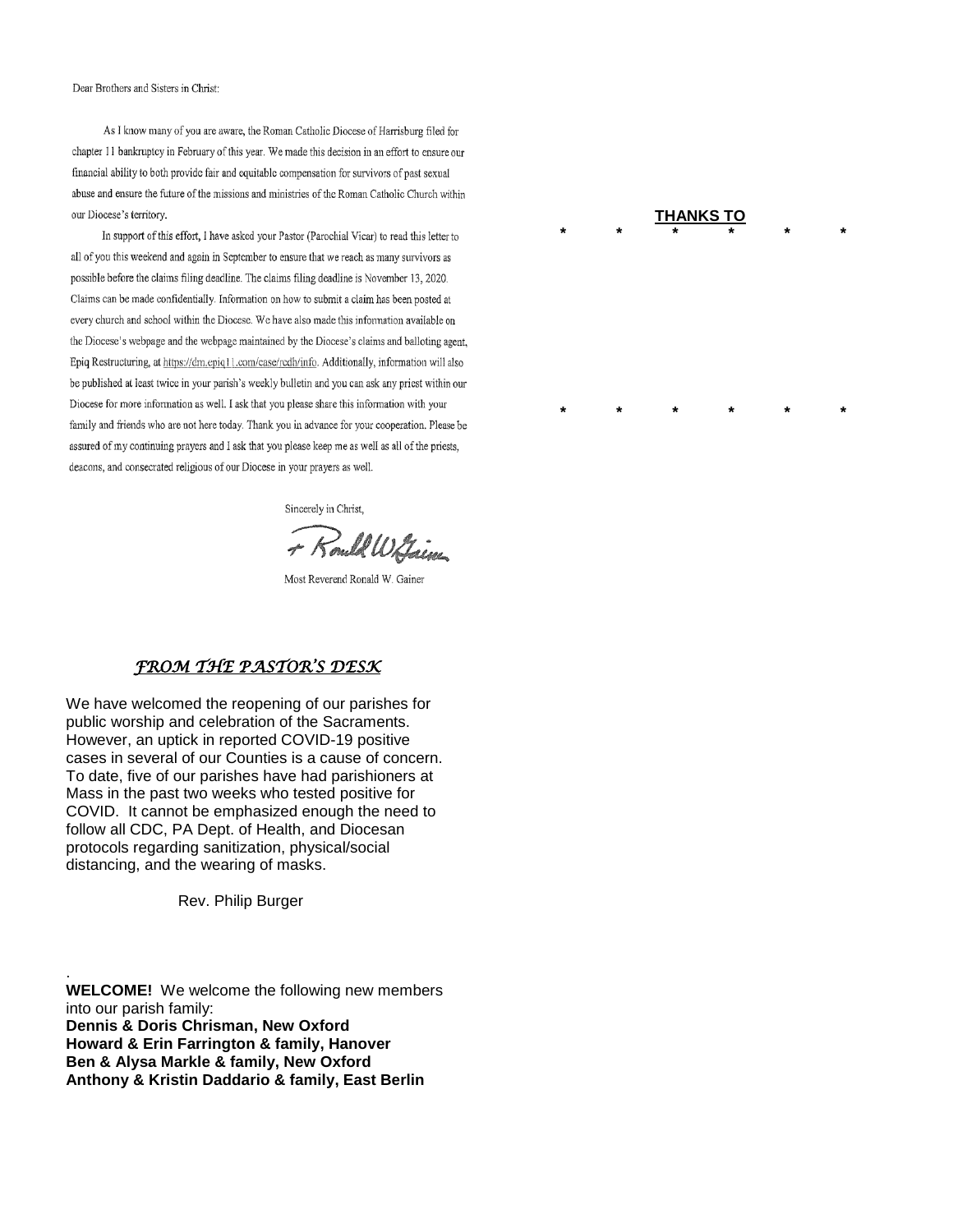Dear Brothers and Sisters in Christ:

As I know many of you are aware, the Roman Catholic Diocese of Harrisburg filed for chapter 11 bankruptcy in February of this year. We made this decision in an effort to ensure our financial ability to both provide fair and equitable compensation for survivors of past sexual abuse and ensure the future of the missions and ministries of the Roman Catholic Church within our Diocese's territory.

In support of this effort, I have asked your Pastor (Parochial Vicar) to read this letter to all of you this weekend and again in September to ensure that we reach as many survivors as possible before the claims filing deadline. The claims filing deadline is November 13, 2020. Claims can be made confidentially. Information on how to submit a claim has been posted at every church and school within the Diocese. We have also made this information available on the Diocese's webpage and the webpage maintained by the Diocese's claims and balloting agent, Epiq Restructuring, at https://dm.epiq11.com/case/rcdh/info. Additionally, information will also be published at least twice in your parish's weekly bulletin and you can ask any priest within our Diocese for more information as well. I ask that you please share this information with your family and friends who are not here today. Thank you in advance for your cooperation. Please be assured of my continuing prayers and I ask that you please keep me as well as all of the priests, deacons, and consecrated religious of our Diocese in your prayers as well.

Sincerely in Christ,

+ Ronald W. Gainer

Most Reverend Ronald W. Gainer

## *FROM THE PASTOR'S DESK*

We have welcomed the reopening of our parishes for public worship and celebration of the Sacraments. However, an uptick in reported COVID-19 positive cases in several of our Counties is a cause of concern. To date, five of our parishes have had parishioners at Mass in the past two weeks who tested positive for COVID. It cannot be emphasized enough the need to follow all CDC, PA Dept. of Health, and Diocesan protocols regarding sanitization, physical/social distancing, and the wearing of masks.

Rev. Philip Burger

**WELCOME!** We welcome the following new members into our parish family:
**Dennis & Doris Chrisman, New Oxford**
**Howard & Erin Farrington & family, Hanover**
**Ben & Alysa Markle & family, New Oxford**
**Anthony & Kristin Daddario & family, East Berlin**

## THANKS TO

\* \* \* \* \* \*

\* \* \* \* \* \*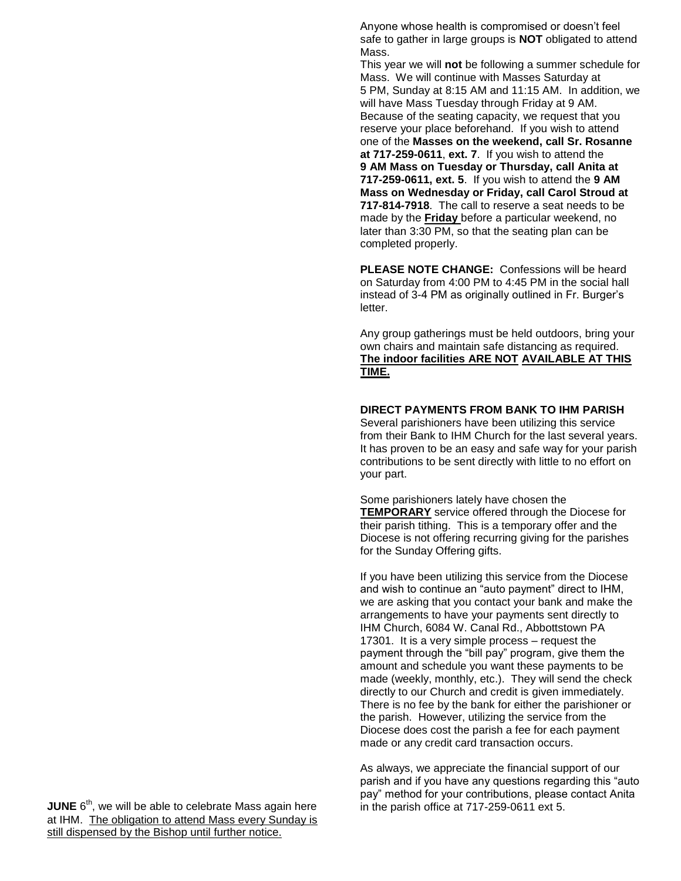**JUNE** 6th, we will be able to celebrate Mass again here at IHM. The obligation to attend Mass every Sunday is still dispensed by the Bishop until further notice.

Anyone whose health is compromised or doesn't feel safe to gather in large groups is **NOT** obligated to attend Mass.

This year we will **not** be following a summer schedule for Mass. We will continue with Masses Saturday at 5 PM, Sunday at 8:15 AM and 11:15 AM. In addition, we will have Mass Tuesday through Friday at 9 AM. Because of the seating capacity, we request that you reserve your place beforehand. If you wish to attend one of the **Masses on the weekend, call Sr. Rosanne at 717-259-0611**, **ext. 7**. If you wish to attend the **9 AM Mass on Tuesday or Thursday, call Anita at 717-259-0611, ext. 5**. If you wish to attend the **9 AM Mass on Wednesday or Friday, call Carol Stroud at 717-814-7918**. The call to reserve a seat needs to be made by the **Friday** before a particular weekend, no later than 3:30 PM, so that the seating plan can be completed properly.

**PLEASE NOTE CHANGE:** Confessions will be heard on Saturday from 4:00 PM to 4:45 PM in the social hall instead of 3-4 PM as originally outlined in Fr. Burger's letter.

Any group gatherings must be held outdoors, bring your own chairs and maintain safe distancing as required. **The indoor facilities ARE NOT AVAILABLE AT THIS TIME.**

**DIRECT PAYMENTS FROM BANK TO IHM PARISH**

Several parishioners have been utilizing this service from their Bank to IHM Church for the last several years. It has proven to be an easy and safe way for your parish contributions to be sent directly with little to no effort on your part.

Some parishioners lately have chosen the **TEMPORARY** service offered through the Diocese for their parish tithing. This is a temporary offer and the Diocese is not offering recurring giving for the parishes for the Sunday Offering gifts.

If you have been utilizing this service from the Diocese and wish to continue an "auto payment" direct to IHM, we are asking that you contact your bank and make the arrangements to have your payments sent directly to IHM Church, 6084 W. Canal Rd., Abbottstown PA 17301. It is a very simple process – request the payment through the "bill pay" program, give them the amount and schedule you want these payments to be made (weekly, monthly, etc.). They will send the check directly to our Church and credit is given immediately. There is no fee by the bank for either the parishioner or the parish. However, utilizing the service from the Diocese does cost the parish a fee for each payment made or any credit card transaction occurs.

As always, we appreciate the financial support of our parish and if you have any questions regarding this "auto pay" method for your contributions, please contact Anita in the parish office at 717-259-0611 ext 5.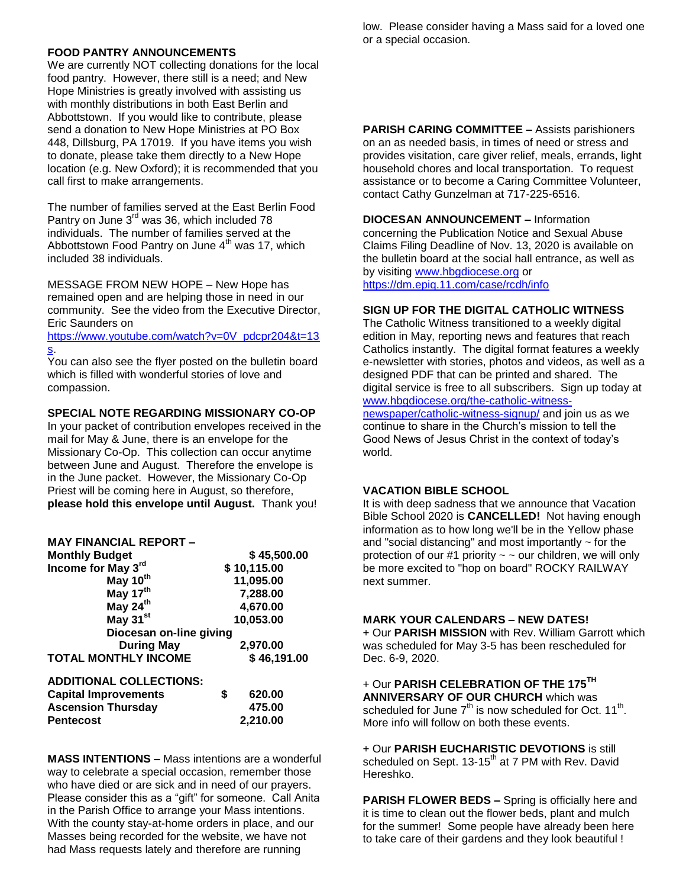**FOOD PANTRY ANNOUNCEMENTS**
We are currently NOT collecting donations for the local food pantry. However, there still is a need; and New Hope Ministries is greatly involved with assisting us with monthly distributions in both East Berlin and Abbottstown. If you would like to contribute, please send a donation to New Hope Ministries at PO Box 448, Dillsburg, PA 17019. If you have items you wish to donate, please take them directly to a New Hope location (e.g. New Oxford); it is recommended that you call first to make arrangements.

The number of families served at the East Berlin Food Pantry on June 3rd was 36, which included 78 individuals. The number of families served at the Abbottstown Food Pantry on June 4th was 17, which included 38 individuals.

MESSAGE FROM NEW HOPE – New Hope has remained open and are helping those in need in our community. See the video from the Executive Director, Eric Saunders on https://www.youtube.com/watch?v=0V_pdcpr204&t=13s.
You can also see the flyer posted on the bulletin board which is filled with wonderful stories of love and compassion.

**SPECIAL NOTE REGARDING MISSIONARY CO-OP**
In your packet of contribution envelopes received in the mail for May & June, there is an envelope for the Missionary Co-Op. This collection can occur anytime between June and August. Therefore the envelope is in the June packet. However, the Missionary Co-Op Priest will be coming here in August, so therefore, **please hold this envelope until August.** Thank you!

**MAY FINANCIAL REPORT –**

| | |
|---|---|
| **Monthly Budget** | **$ 45,500.00** |
| **Income for May 3rd** | **$ 10,115.00** |
| **May 10th** | **11,095.00** |
| **May 17th** | **7,288.00** |
| **May 24th** | **4,670.00** |
| **May 31st** | **10,053.00** |
| **Diocesan on-line giving During May** | **2,970.00** |
| **TOTAL MONTHLY INCOME** | **$ 46,191.00** |

**ADDITIONAL COLLECTIONS:**

| | |
|---|---|
| **Capital Improvements** | **$ 620.00** |
| **Ascension Thursday** | **475.00** |
| **Pentecost** | **2,210.00** |

**MASS INTENTIONS –** Mass intentions are a wonderful way to celebrate a special occasion, remember those who have died or are sick and in need of our prayers. Please consider this as a "gift" for someone. Call Anita in the Parish Office to arrange your Mass intentions. With the county stay-at-home orders in place, and our Masses being recorded for the website, we have not had Mass requests lately and therefore are running low. Please consider having a Mass said for a loved one or a special occasion.

**PARISH CARING COMMITTEE –** Assists parishioners on an as needed basis, in times of need or stress and provides visitation, care giver relief, meals, errands, light household chores and local transportation. To request assistance or to become a Caring Committee Volunteer, contact Cathy Gunzelman at 717-225-6516.

**DIOCESAN ANNOUNCEMENT –** Information concerning the Publication Notice and Sexual Abuse Claims Filing Deadline of Nov. 13, 2020 is available on the bulletin board at the social hall entrance, as well as by visiting www.hbgdiocese.org or https://dm.epiq.11.com/case/rcdh/info

**SIGN UP FOR THE DIGITAL CATHOLIC WITNESS**
The Catholic Witness transitioned to a weekly digital edition in May, reporting news and features that reach Catholics instantly. The digital format features a weekly e-newsletter with stories, photos and videos, as well as a designed PDF that can be printed and shared. The digital service is free to all subscribers. Sign up today at www.hbgdiocese.org/the-catholic-witness-newspaper/catholic-witness-signup/ and join us as we continue to share in the Church's mission to tell the Good News of Jesus Christ in the context of today's world.

**VACATION BIBLE SCHOOL**
It is with deep sadness that we announce that Vacation Bible School 2020 is **CANCELLED!** Not having enough information as to how long we'll be in the Yellow phase and "social distancing" and most importantly ~ for the protection of our #1 priority ~ ~ our children, we will only be more excited to "hop on board" ROCKY RAILWAY next summer.

**MARK YOUR CALENDARS – NEW DATES!**
+ Our **PARISH MISSION** with Rev. William Garrott which was scheduled for May 3-5 has been rescheduled for Dec. 6-9, 2020.

+ Our **PARISH CELEBRATION OF THE 175TH ANNIVERSARY OF OUR CHURCH** which was scheduled for June 7th is now scheduled for Oct. 11th. More info will follow on both these events.

+ Our **PARISH EUCHARISTIC DEVOTIONS** is still scheduled on Sept. 13-15th at 7 PM with Rev. David Hereshko.

**PARISH FLOWER BEDS –** Spring is officially here and it is time to clean out the flower beds, plant and mulch for the summer! Some people have already been here to take care of their gardens and they look beautiful !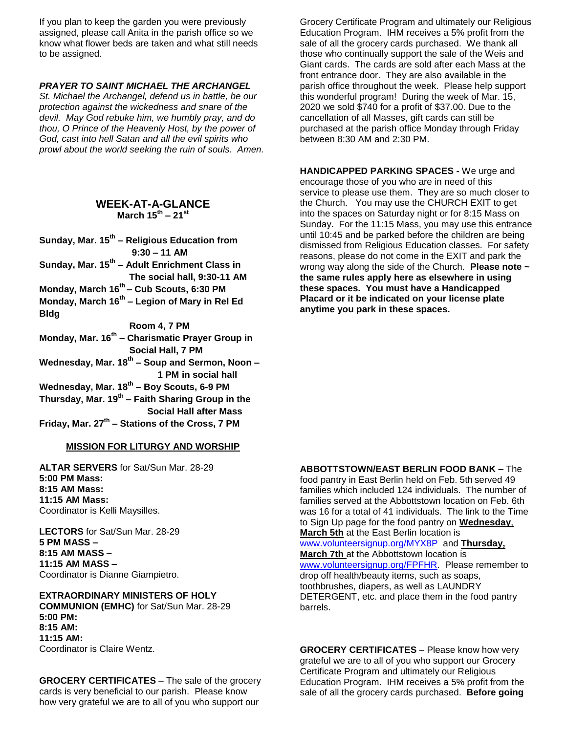If you plan to keep the garden you were previously assigned, please call Anita in the parish office so we know what flower beds are taken and what still needs to be assigned.

***PRAYER TO SAINT MICHAEL THE ARCHANGEL***

*St. Michael the Archangel, defend us in battle, be our protection against the wickedness and snare of the devil. May God rebuke him, we humbly pray, and do thou, O Prince of the Heavenly Host, by the power of God, cast into hell Satan and all the evil spirits who prowl about the world seeking the ruin of souls. Amen.*

## WEEK-AT-A-GLANCE

**March 15th – 21st**

**Sunday, Mar. 15th – Religious Education from 9:30 – 11 AM**

**Sunday, Mar. 15th – Adult Enrichment Class in The social hall, 9:30-11 AM**

**Monday, March 16th – Cub Scouts, 6:30 PM**

**Monday, March 16th – Legion of Mary in Rel Ed Bldg Room 4, 7 PM**

**Monday, Mar. 16th – Charismatic Prayer Group in Social Hall, 7 PM**

**Wednesday, Mar. 18th – Soup and Sermon, Noon – 1 PM in social hall**

**Wednesday, Mar. 18th – Boy Scouts, 6-9 PM**

**Thursday, Mar. 19th – Faith Sharing Group in the Social Hall after Mass**

**Friday, Mar. 27th – Stations of the Cross, 7 PM**

### MISSION FOR LITURGY AND WORSHIP

**ALTAR SERVERS** for Sat/Sun Mar. 28-29
**5:00 PM Mass:**
**8:15 AM Mass:**
**11:15 AM Mass:**
Coordinator is Kelli Maysilles.

**LECTORS** for Sat/Sun Mar. 28-29
**5 PM MASS –**
**8:15 AM MASS –**
**11:15 AM MASS –**
Coordinator is Dianne Giampietro.

**EXTRAORDINARY MINISTERS OF HOLY COMMUNION (EMHC)** for Sat/Sun Mar. 28-29
**5:00 PM:**
**8:15 AM:**
**11:15 AM:**
Coordinator is Claire Wentz.

**GROCERY CERTIFICATES** – The sale of the grocery cards is very beneficial to our parish. Please know how very grateful we are to all of you who support our Grocery Certificate Program and ultimately our Religious Education Program. IHM receives a 5% profit from the sale of all the grocery cards purchased. We thank all those who continually support the sale of the Weis and Giant cards. The cards are sold after each Mass at the front entrance door. They are also available in the parish office throughout the week. Please help support this wonderful program! During the week of Mar. 15, 2020 we sold $740 for a profit of $37.00. Due to the cancellation of all Masses, gift cards can still be purchased at the parish office Monday through Friday between 8:30 AM and 2:30 PM.

**HANDICAPPED PARKING SPACES -** We urge and encourage those of you who are in need of this service to please use them. They are so much closer to the Church. You may use the CHURCH EXIT to get into the spaces on Saturday night or for 8:15 Mass on Sunday. For the 11:15 Mass, you may use this entrance until 10:45 and be parked before the children are being dismissed from Religious Education classes. For safety reasons, please do not come in the EXIT and park the wrong way along the side of the Church. **Please note ~ the same rules apply here as elsewhere in using these spaces. You must have a Handicapped Placard or it be indicated on your license plate anytime you park in these spaces.**

**ABBOTTSTOWN/EAST BERLIN FOOD BANK –** The food pantry in East Berlin held on Feb. 5th served 49 families which included 124 individuals. The number of families served at the Abbottstown location on Feb. 6th was 16 for a total of 41 individuals. The link to the Time to Sign Up page for the food pantry on **Wednesday, March 5th** at the East Berlin location is www.volunteersignup.org/MYX8P and **Thursday, March 7th** at the Abbottstown location is www.volunteersignup.org/FPFHR. Please remember to drop off health/beauty items, such as soaps, toothbrushes, diapers, as well as LAUNDRY DETERGENT, etc. and place them in the food pantry barrels.

**GROCERY CERTIFICATES** – Please know how very grateful we are to all of you who support our Grocery Certificate Program and ultimately our Religious Education Program. IHM receives a 5% profit from the sale of all the grocery cards purchased. **Before going**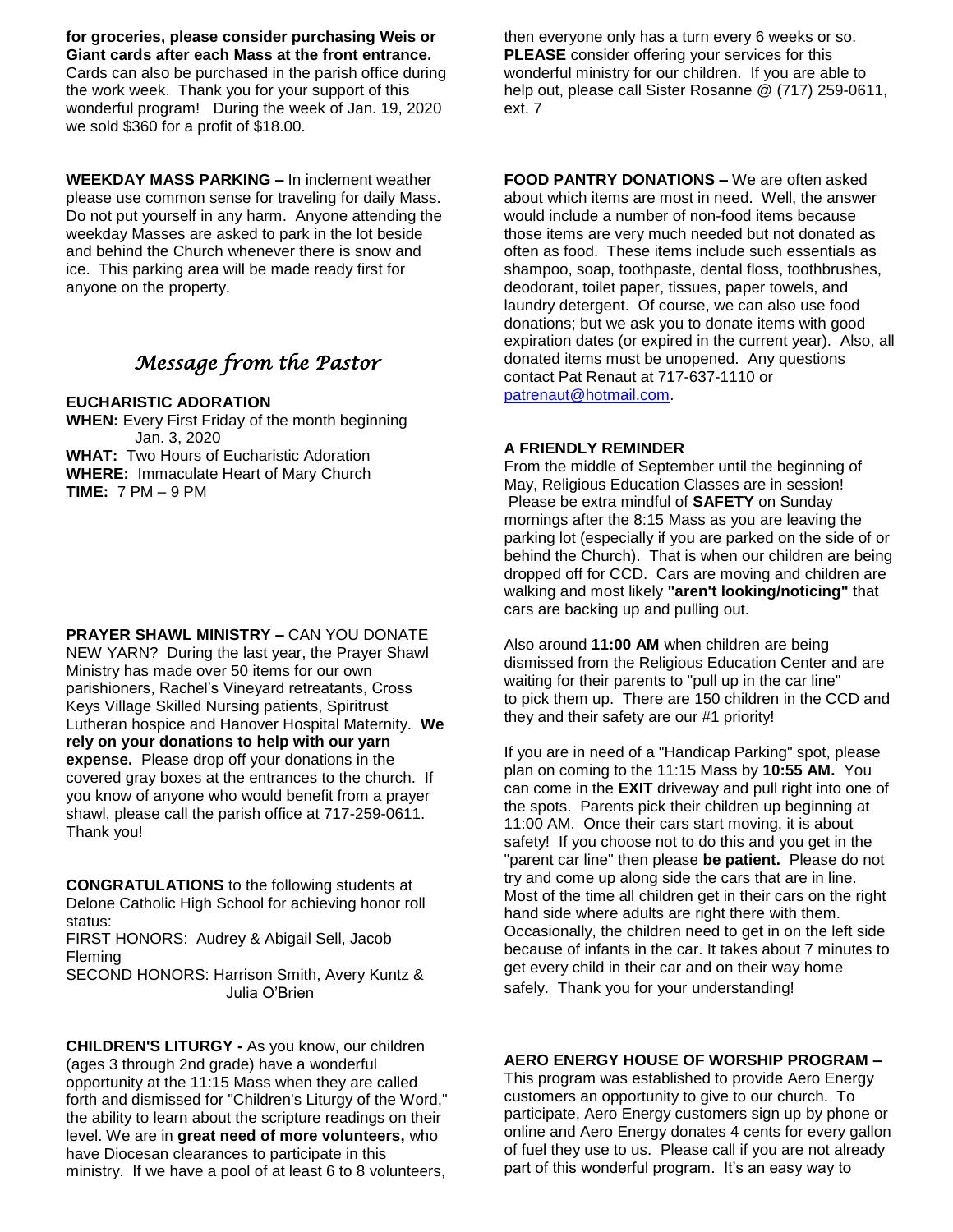**for groceries, please consider purchasing Weis or Giant cards after each Mass at the front entrance.** Cards can also be purchased in the parish office during the work week. Thank you for your support of this wonderful program! During the week of Jan. 19, 2020 we sold $360 for a profit of $18.00.

**WEEKDAY MASS PARKING –** In inclement weather please use common sense for traveling for daily Mass. Do not put yourself in any harm. Anyone attending the weekday Masses are asked to park in the lot beside and behind the Church whenever there is snow and ice. This parking area will be made ready first for anyone on the property.

## *Message from the Pastor*

**EUCHARISTIC ADORATION**

**WHEN:** Every First Friday of the month beginning Jan. 3, 2020
**WHAT:** Two Hours of Eucharistic Adoration
**WHERE:** Immaculate Heart of Mary Church
**TIME:** 7 PM – 9 PM

**PRAYER SHAWL MINISTRY –** CAN YOU DONATE NEW YARN? During the last year, the Prayer Shawl Ministry has made over 50 items for our own parishioners, Rachel's Vineyard retreatants, Cross Keys Village Skilled Nursing patients, Spiritrust Lutheran hospice and Hanover Hospital Maternity. **We rely on your donations to help with our yarn expense.** Please drop off your donations in the covered gray boxes at the entrances to the church. If you know of anyone who would benefit from a prayer shawl, please call the parish office at 717-259-0611. Thank you!

**CONGRATULATIONS** to the following students at Delone Catholic High School for achieving honor roll status:
FIRST HONORS: Audrey & Abigail Sell, Jacob Fleming
SECOND HONORS: Harrison Smith, Avery Kuntz & Julia O'Brien

**CHILDREN'S LITURGY -** As you know, our children (ages 3 through 2nd grade) have a wonderful opportunity at the 11:15 Mass when they are called forth and dismissed for "Children's Liturgy of the Word," the ability to learn about the scripture readings on their level. We are in **great need of more volunteers,** who have Diocesan clearances to participate in this ministry. If we have a pool of at least 6 to 8 volunteers, then everyone only has a turn every 6 weeks or so. **PLEASE** consider offering your services for this wonderful ministry for our children. If you are able to help out, please call Sister Rosanne @ (717) 259-0611, ext. 7

**FOOD PANTRY DONATIONS –** We are often asked about which items are most in need. Well, the answer would include a number of non-food items because those items are very much needed but not donated as often as food. These items include such essentials as shampoo, soap, toothpaste, dental floss, toothbrushes, deodorant, toilet paper, tissues, paper towels, and laundry detergent. Of course, we can also use food donations; but we ask you to donate items with good expiration dates (or expired in the current year). Also, all donated items must be unopened. Any questions contact Pat Renaut at 717-637-1110 or patrenaut@hotmail.com.

**A FRIENDLY REMINDER**

From the middle of September until the beginning of May, Religious Education Classes are in session! Please be extra mindful of **SAFETY** on Sunday mornings after the 8:15 Mass as you are leaving the parking lot (especially if you are parked on the side of or behind the Church). That is when our children are being dropped off for CCD. Cars are moving and children are walking and most likely **"aren't looking/noticing"** that cars are backing up and pulling out.

Also around **11:00 AM** when children are being dismissed from the Religious Education Center and are waiting for their parents to "pull up in the car line" to pick them up. There are 150 children in the CCD and they and their safety are our #1 priority!

If you are in need of a "Handicap Parking" spot, please plan on coming to the 11:15 Mass by **10:55 AM.** You can come in the **EXIT** driveway and pull right into one of the spots. Parents pick their children up beginning at 11:00 AM. Once their cars start moving, it is about safety! If you choose not to do this and you get in the "parent car line" then please **be patient.** Please do not try and come up along side the cars that are in line. Most of the time all children get in their cars on the right hand side where adults are right there with them. Occasionally, the children need to get in on the left side because of infants in the car. It takes about 7 minutes to get every child in their car and on their way home safely. Thank you for your understanding!

**AERO ENERGY HOUSE OF WORSHIP PROGRAM –** This program was established to provide Aero Energy customers an opportunity to give to our church. To participate, Aero Energy customers sign up by phone or online and Aero Energy donates 4 cents for every gallon of fuel they use to us. Please call if you are not already part of this wonderful program. It's an easy way to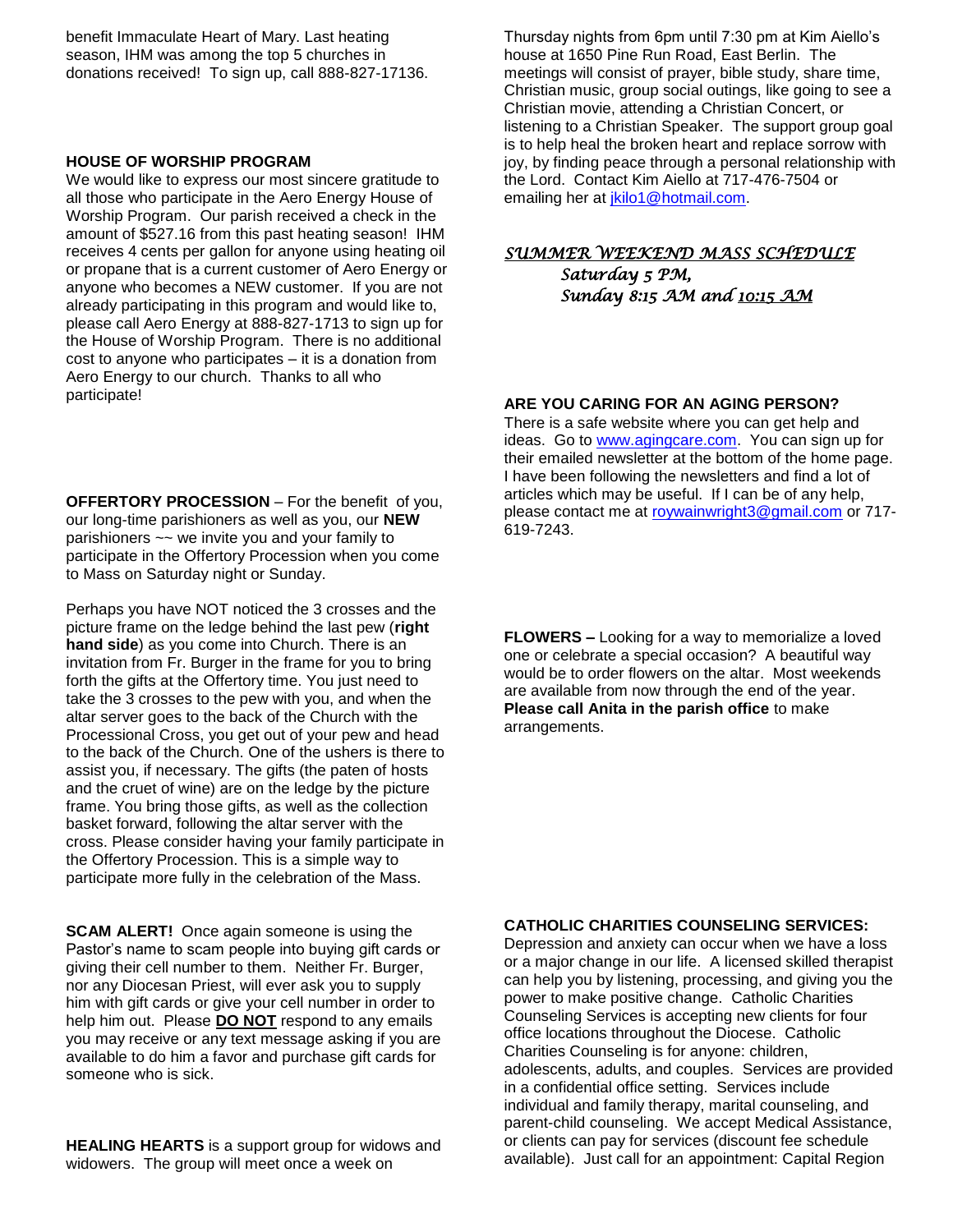benefit Immaculate Heart of Mary. Last heating season, IHM was among the top 5 churches in donations received! To sign up, call 888-827-17136.

**HOUSE OF WORSHIP PROGRAM**

We would like to express our most sincere gratitude to all those who participate in the Aero Energy House of Worship Program. Our parish received a check in the amount of $527.16 from this past heating season! IHM receives 4 cents per gallon for anyone using heating oil or propane that is a current customer of Aero Energy or anyone who becomes a NEW customer. If you are not already participating in this program and would like to, please call Aero Energy at 888-827-1713 to sign up for the House of Worship Program. There is no additional cost to anyone who participates – it is a donation from Aero Energy to our church. Thanks to all who participate!

**OFFERTORY PROCESSION** – For the benefit of you, our long-time parishioners as well as you, our **NEW** parishioners ~~ we invite you and your family to participate in the Offertory Procession when you come to Mass on Saturday night or Sunday.

Perhaps you have NOT noticed the 3 crosses and the picture frame on the ledge behind the last pew (**right hand side**) as you come into Church. There is an invitation from Fr. Burger in the frame for you to bring forth the gifts at the Offertory time. You just need to take the 3 crosses to the pew with you, and when the altar server goes to the back of the Church with the Processional Cross, you get out of your pew and head to the back of the Church. One of the ushers is there to assist you, if necessary. The gifts (the paten of hosts and the cruet of wine) are on the ledge by the picture frame. You bring those gifts, as well as the collection basket forward, following the altar server with the cross. Please consider having your family participate in the Offertory Procession. This is a simple way to participate more fully in the celebration of the Mass.

**SCAM ALERT!** Once again someone is using the Pastor's name to scam people into buying gift cards or giving their cell number to them. Neither Fr. Burger, nor any Diocesan Priest, will ever ask you to supply him with gift cards or give your cell number in order to help him out. Please **DO NOT** respond to any emails you may receive or any text message asking if you are available to do him a favor and purchase gift cards for someone who is sick.

**HEALING HEARTS** is a support group for widows and widowers. The group will meet once a week on Thursday nights from 6pm until 7:30 pm at Kim Aiello's house at 1650 Pine Run Road, East Berlin. The meetings will consist of prayer, bible study, share time, Christian music, group social outings, like going to see a Christian movie, attending a Christian Concert, or listening to a Christian Speaker. The support group goal is to help heal the broken heart and replace sorrow with joy, by finding peace through a personal relationship with the Lord. Contact Kim Aiello at 717-476-7504 or emailing her at jkilo1@hotmail.com.

***SUMMER WEEKEND MASS SCHEDULE***

*Saturday 5 PM,*
*Sunday 8:15 AM and 10:15 AM*

**ARE YOU CARING FOR AN AGING PERSON?**

There is a safe website where you can get help and ideas. Go to www.agingcare.com. You can sign up for their emailed newsletter at the bottom of the home page. I have been following the newsletters and find a lot of articles which may be useful. If I can be of any help, please contact me at roywainwright3@gmail.com or 717-619-7243.

**FLOWERS –** Looking for a way to memorialize a loved one or celebrate a special occasion? A beautiful way would be to order flowers on the altar. Most weekends are available from now through the end of the year. **Please call Anita in the parish office** to make arrangements.

**CATHOLIC CHARITIES COUNSELING SERVICES:**

Depression and anxiety can occur when we have a loss or a major change in our life. A licensed skilled therapist can help you by listening, processing, and giving you the power to make positive change. Catholic Charities Counseling Services is accepting new clients for four office locations throughout the Diocese. Catholic Charities Counseling is for anyone: children, adolescents, adults, and couples. Services are provided in a confidential office setting. Services include individual and family therapy, marital counseling, and parent-child counseling. We accept Medical Assistance, or clients can pay for services (discount fee schedule available). Just call for an appointment: Capital Region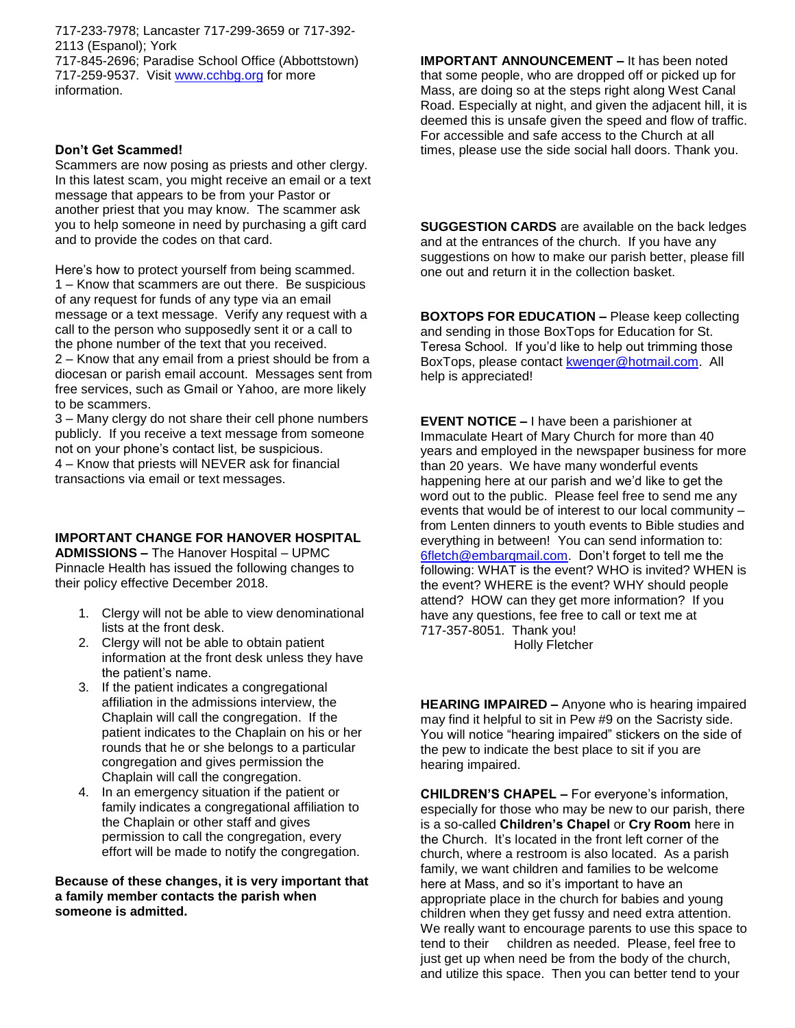717-233-7978; Lancaster 717-299-3659 or 717-392-2113 (Espanol); York 717-845-2696; Paradise School Office (Abbottstown) 717-259-9537. Visit www.cchbg.org for more information.

**Don't Get Scammed!**

Scammers are now posing as priests and other clergy. In this latest scam, you might receive an email or a text message that appears to be from your Pastor or another priest that you may know. The scammer ask you to help someone in need by purchasing a gift card and to provide the codes on that card.

Here's how to protect yourself from being scammed.

1 – Know that scammers are out there. Be suspicious of any request for funds of any type via an email message or a text message. Verify any request with a call to the person who supposedly sent it or a call to the phone number of the text that you received.

2 – Know that any email from a priest should be from a diocesan or parish email account. Messages sent from free services, such as Gmail or Yahoo, are more likely to be scammers.

3 – Many clergy do not share their cell phone numbers publicly. If you receive a text message from someone not on your phone's contact list, be suspicious.

4 – Know that priests will NEVER ask for financial transactions via email or text messages.

**IMPORTANT CHANGE FOR HANOVER HOSPITAL ADMISSIONS –** The Hanover Hospital – UPMC Pinnacle Health has issued the following changes to their policy effective December 2018.

1. Clergy will not be able to view denominational lists at the front desk.
2. Clergy will not be able to obtain patient information at the front desk unless they have the patient's name.
3. If the patient indicates a congregational affiliation in the admissions interview, the Chaplain will call the congregation. If the patient indicates to the Chaplain on his or her rounds that he or she belongs to a particular congregation and gives permission the Chaplain will call the congregation.
4. In an emergency situation if the patient or family indicates a congregational affiliation to the Chaplain or other staff and gives permission to call the congregation, every effort will be made to notify the congregation.

**Because of these changes, it is very important that a family member contacts the parish when someone is admitted.**

**IMPORTANT ANNOUNCEMENT –** It has been noted that some people, who are dropped off or picked up for Mass, are doing so at the steps right along West Canal Road. Especially at night, and given the adjacent hill, it is deemed this is unsafe given the speed and flow of traffic. For accessible and safe access to the Church at all times, please use the side social hall doors. Thank you.

**SUGGESTION CARDS** are available on the back ledges and at the entrances of the church. If you have any suggestions on how to make our parish better, please fill one out and return it in the collection basket.

**BOXTOPS FOR EDUCATION –** Please keep collecting and sending in those BoxTops for Education for St. Teresa School. If you'd like to help out trimming those BoxTops, please contact kwenger@hotmail.com. All help is appreciated!

**EVENT NOTICE –** I have been a parishioner at Immaculate Heart of Mary Church for more than 40 years and employed in the newspaper business for more than 20 years. We have many wonderful events happening here at our parish and we'd like to get the word out to the public. Please feel free to send me any events that would be of interest to our local community – from Lenten dinners to youth events to Bible studies and everything in between! You can send information to: 6fletch@embarqmail.com. Don't forget to tell me the following: WHAT is the event? WHO is invited? WHEN is the event? WHERE is the event? WHY should people attend? HOW can they get more information? If you have any questions, fee free to call or text me at 717-357-8051. Thank you!

Holly Fletcher

**HEARING IMPAIRED –** Anyone who is hearing impaired may find it helpful to sit in Pew #9 on the Sacristy side. You will notice "hearing impaired" stickers on the side of the pew to indicate the best place to sit if you are hearing impaired.

**CHILDREN'S CHAPEL –** For everyone's information, especially for those who may be new to our parish, there is a so-called **Children's Chapel** or **Cry Room** here in the Church. It's located in the front left corner of the church, where a restroom is also located. As a parish family, we want children and families to be welcome here at Mass, and so it's important to have an appropriate place in the church for babies and young children when they get fussy and need extra attention. We really want to encourage parents to use this space to tend to their children as needed. Please, feel free to just get up when need be from the body of the church, and utilize this space. Then you can better tend to your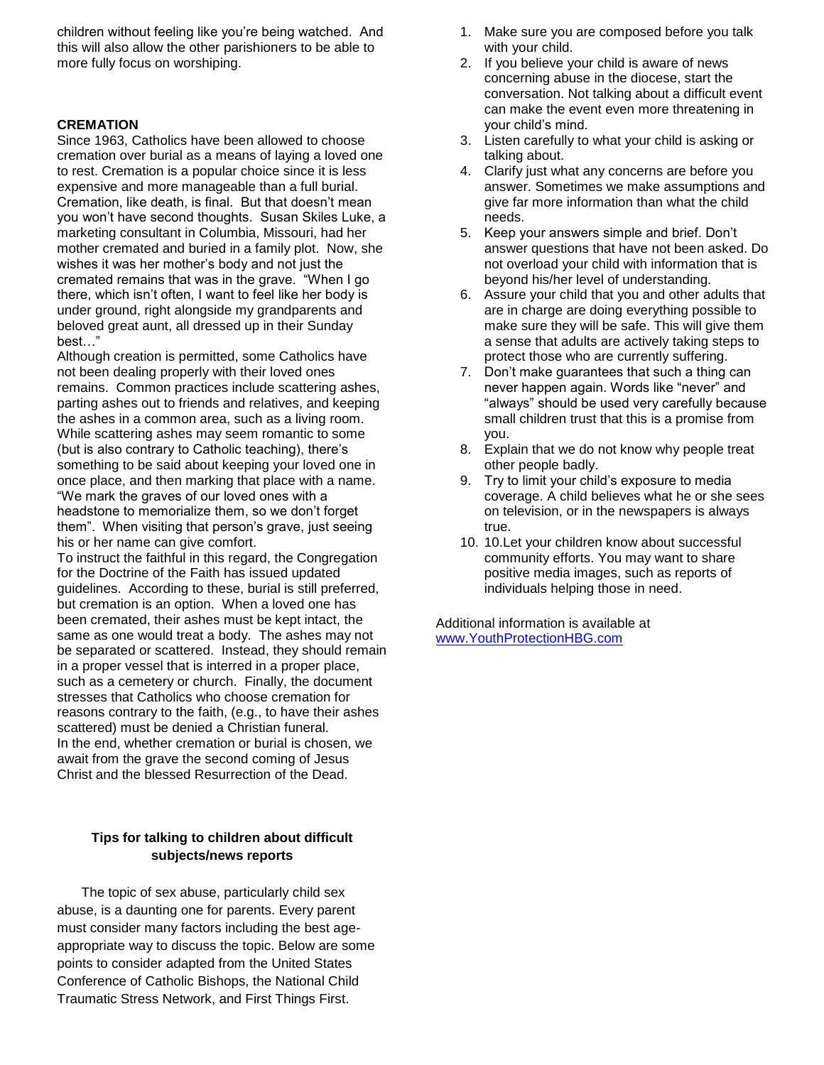children without feeling like you're being watched. And this will also allow the other parishioners to be able to more fully focus on worshiping.

**CREMATION**

Since 1963, Catholics have been allowed to choose cremation over burial as a means of laying a loved one to rest. Cremation is a popular choice since it is less expensive and more manageable than a full burial. Cremation, like death, is final. But that doesn't mean you won't have second thoughts. Susan Skiles Luke, a marketing consultant in Columbia, Missouri, had her mother cremated and buried in a family plot. Now, she wishes it was her mother's body and not just the cremated remains that was in the grave. "When I go there, which isn't often, I want to feel like her body is under ground, right alongside my grandparents and beloved great aunt, all dressed up in their Sunday best…"

Although creation is permitted, some Catholics have not been dealing properly with their loved ones remains. Common practices include scattering ashes, parting ashes out to friends and relatives, and keeping the ashes in a common area, such as a living room. While scattering ashes may seem romantic to some (but is also contrary to Catholic teaching), there's something to be said about keeping your loved one in once place, and then marking that place with a name. "We mark the graves of our loved ones with a headstone to memorialize them, so we don't forget them". When visiting that person's grave, just seeing his or her name can give comfort.

To instruct the faithful in this regard, the Congregation for the Doctrine of the Faith has issued updated guidelines. According to these, burial is still preferred, but cremation is an option. When a loved one has been cremated, their ashes must be kept intact, the same as one would treat a body. The ashes may not be separated or scattered. Instead, they should remain in a proper vessel that is interred in a proper place, such as a cemetery or church. Finally, the document stresses that Catholics who choose cremation for reasons contrary to the faith, (e.g., to have their ashes scattered) must be denied a Christian funeral.

In the end, whether cremation or burial is chosen, we await from the grave the second coming of Jesus Christ and the blessed Resurrection of the Dead.

**Tips for talking to children about difficult subjects/news reports**

The topic of sex abuse, particularly child sex abuse, is a daunting one for parents. Every parent must consider many factors including the best age-appropriate way to discuss the topic. Below are some points to consider adapted from the United States Conference of Catholic Bishops, the National Child Traumatic Stress Network, and First Things First.

1. Make sure you are composed before you talk with your child.
2. If you believe your child is aware of news concerning abuse in the diocese, start the conversation. Not talking about a difficult event can make the event even more threatening in your child's mind.
3. Listen carefully to what your child is asking or talking about.
4. Clarify just what any concerns are before you answer. Sometimes we make assumptions and give far more information than what the child needs.
5. Keep your answers simple and brief. Don't answer questions that have not been asked. Do not overload your child with information that is beyond his/her level of understanding.
6. Assure your child that you and other adults that are in charge are doing everything possible to make sure they will be safe. This will give them a sense that adults are actively taking steps to protect those who are currently suffering.
7. Don't make guarantees that such a thing can never happen again. Words like "never" and "always" should be used very carefully because small children trust that this is a promise from you.
8. Explain that we do not know why people treat other people badly.
9. Try to limit your child's exposure to media coverage. A child believes what he or she sees on television, or in the newspapers is always true.
10. 10.Let your children know about successful community efforts. You may want to share positive media images, such as reports of individuals helping those in need.

Additional information is available at [www.YouthProtectionHBG.com](http://www.YouthProtectionHBG.com)